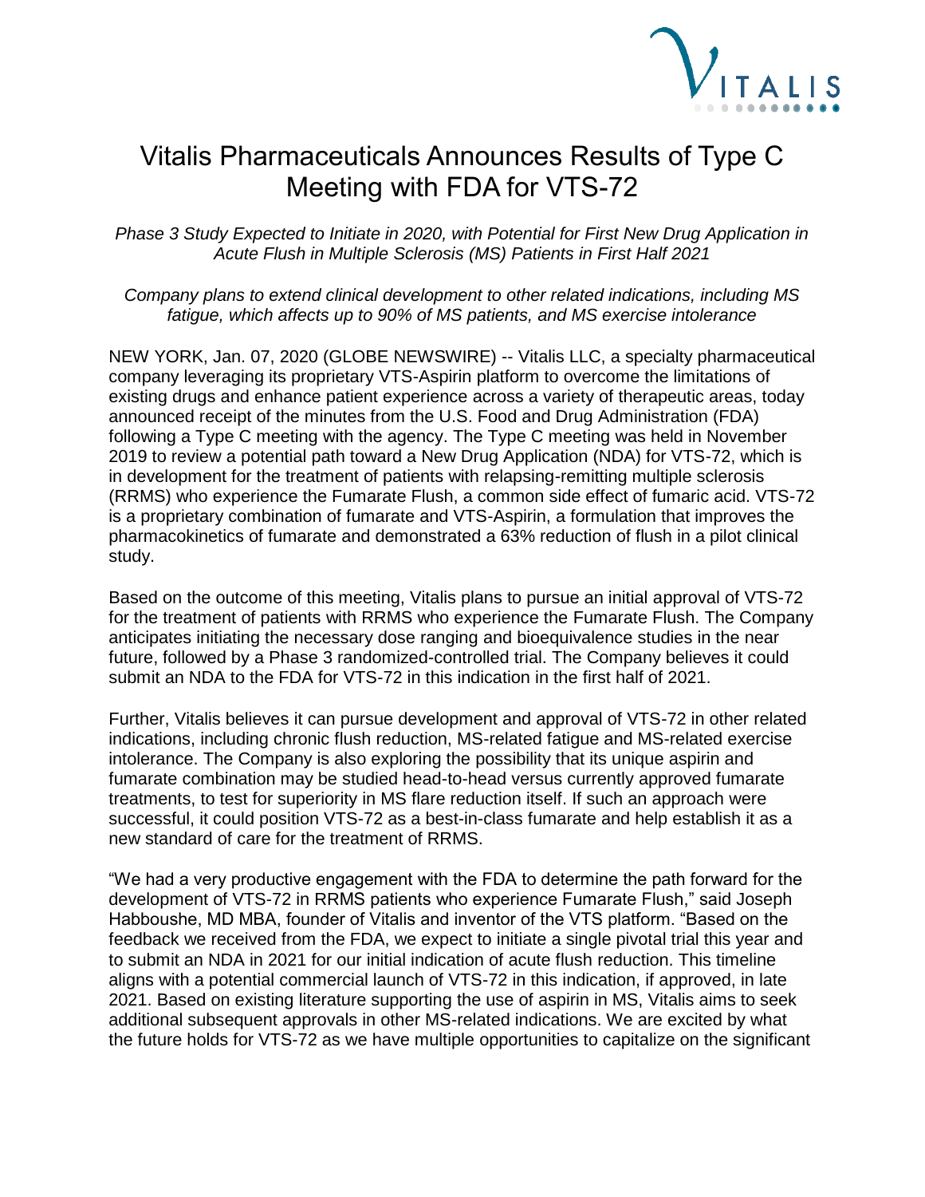# Vitalis Pharmaceuticals Announces Results of Type C Meeting with FDA for VTS-72

*Phase 3 Study Expected to Initiate in 2020, with Potential for First New Drug Application in Acute Flush in Multiple Sclerosis (MS) Patients in First Half 2021*

*Company plans to extend clinical development to other related indications, including MS fatigue, which affects up to 90% of MS patients, and MS exercise intolerance*

NEW YORK, Jan. 07, 2020 (GLOBE NEWSWIRE) -- Vitalis LLC, a specialty pharmaceutical company leveraging its proprietary VTS-Aspirin platform to overcome the limitations of existing drugs and enhance patient experience across a variety of therapeutic areas, today announced receipt of the minutes from the U.S. Food and Drug Administration (FDA) following a Type C meeting with the agency. The Type C meeting was held in November 2019 to review a potential path toward a New Drug Application (NDA) for VTS-72, which is in development for the treatment of patients with relapsing-remitting multiple sclerosis (RRMS) who experience the Fumarate Flush, a common side effect of fumaric acid. VTS-72 is a proprietary combination of fumarate and VTS-Aspirin, a formulation that improves the pharmacokinetics of fumarate and demonstrated a 63% reduction of flush in a pilot clinical study.

Based on the outcome of this meeting, Vitalis plans to pursue an initial approval of VTS-72 for the treatment of patients with RRMS who experience the Fumarate Flush. The Company anticipates initiating the necessary dose ranging and bioequivalence studies in the near future, followed by a Phase 3 randomized-controlled trial. The Company believes it could submit an NDA to the FDA for VTS-72 in this indication in the first half of 2021.

Further, Vitalis believes it can pursue development and approval of VTS-72 in other related indications, including chronic flush reduction, MS-related fatigue and MS-related exercise intolerance. The Company is also exploring the possibility that its unique aspirin and fumarate combination may be studied head-to-head versus currently approved fumarate treatments, to test for superiority in MS flare reduction itself. If such an approach were successful, it could position VTS-72 as a best-in-class fumarate and help establish it as a new standard of care for the treatment of RRMS.

"We had a very productive engagement with the FDA to determine the path forward for the development of VTS-72 in RRMS patients who experience Fumarate Flush," said Joseph Habboushe, MD MBA, founder of Vitalis and inventor of the VTS platform. "Based on the feedback we received from the FDA, we expect to initiate a single pivotal trial this year and to submit an NDA in 2021 for our initial indication of acute flush reduction. This timeline aligns with a potential commercial launch of VTS-72 in this indication, if approved, in late 2021. Based on existing literature supporting the use of aspirin in MS, Vitalis aims to seek additional subsequent approvals in other MS-related indications. We are excited by what the future holds for VTS-72 as we have multiple opportunities to capitalize on the significant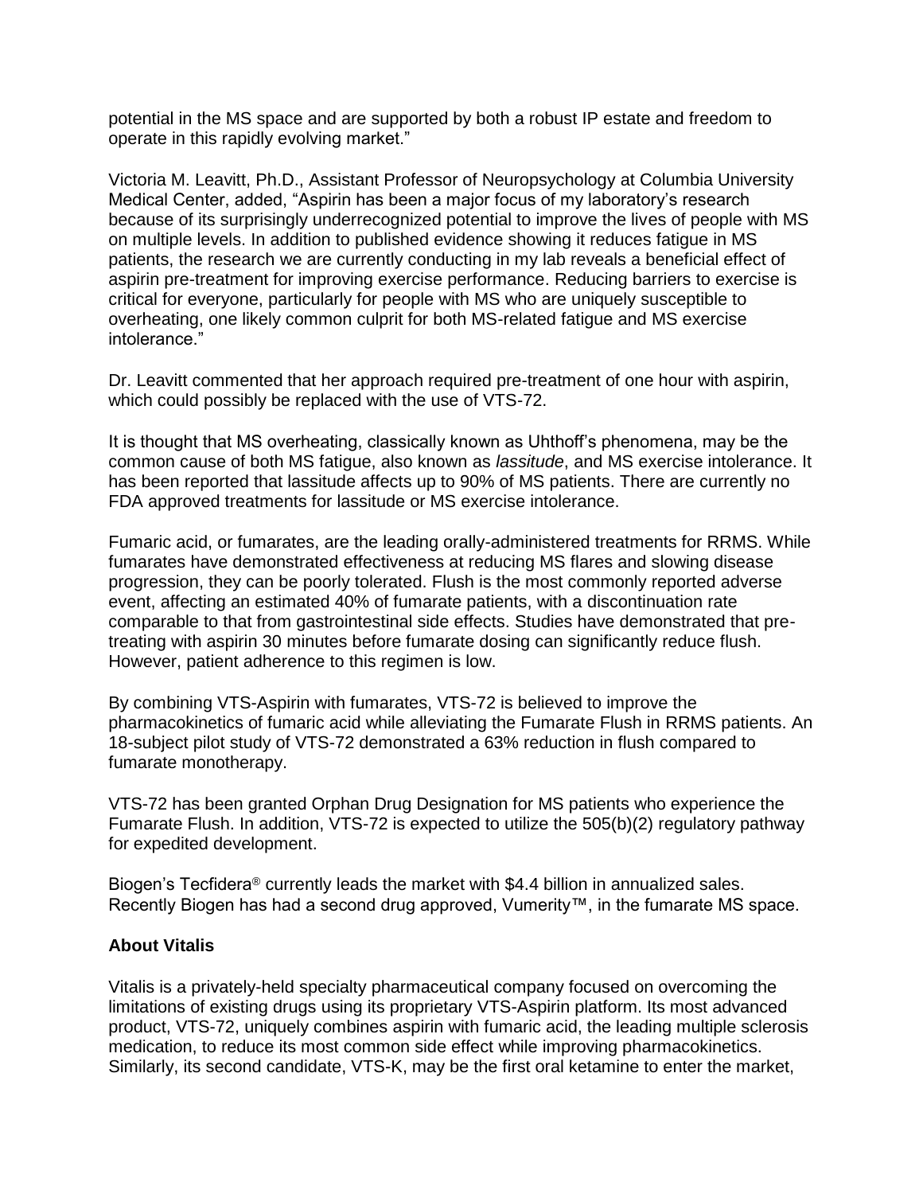potential in the MS space and are supported by both a robust IP estate and freedom to operate in this rapidly evolving market."

Victoria M. Leavitt, Ph.D., Assistant Professor of Neuropsychology at Columbia University Medical Center, added, "Aspirin has been a major focus of my laboratory's research because of its surprisingly underrecognized potential to improve the lives of people with MS on multiple levels. In addition to published evidence showing it reduces fatigue in MS patients, the research we are currently conducting in my lab reveals a beneficial effect of aspirin pre-treatment for improving exercise performance. Reducing barriers to exercise is critical for everyone, particularly for people with MS who are uniquely susceptible to overheating, one likely common culprit for both MS-related fatigue and MS exercise intolerance."

Dr. Leavitt commented that her approach required pre-treatment of one hour with aspirin, which could possibly be replaced with the use of VTS-72.

It is thought that MS overheating, classically known as Uhthoff's phenomena, may be the common cause of both MS fatigue, also known as *lassitude*, and MS exercise intolerance. It has been reported that lassitude affects up to 90% of MS patients. There are currently no FDA approved treatments for lassitude or MS exercise intolerance.

Fumaric acid, or fumarates, are the leading orally-administered treatments for RRMS. While fumarates have demonstrated effectiveness at reducing MS flares and slowing disease progression, they can be poorly tolerated. Flush is the most commonly reported adverse event, affecting an estimated 40% of fumarate patients, with a discontinuation rate comparable to that from gastrointestinal side effects. Studies have demonstrated that pre-treating with aspirin 30 minutes before fumarate dosing can significantly reduce flush. However, patient adherence to this regimen is low.

By combining VTS-Aspirin with fumarates, VTS-72 is believed to improve the pharmacokinetics of fumaric acid while alleviating the Fumarate Flush in RRMS patients. An 18-subject pilot study of VTS-72 demonstrated a 63% reduction in flush compared to fumarate monotherapy.

VTS-72 has been granted Orphan Drug Designation for MS patients who experience the Fumarate Flush. In addition, VTS-72 is expected to utilize the 505(b)(2) regulatory pathway for expedited development.

Biogen's Tecfidera® currently leads the market with $4.4 billion in annualized sales. Recently Biogen has had a second drug approved, Vumerity™, in the fumarate MS space.

**About Vitalis**

Vitalis is a privately-held specialty pharmaceutical company focused on overcoming the limitations of existing drugs using its proprietary VTS-Aspirin platform. Its most advanced product, VTS-72, uniquely combines aspirin with fumaric acid, the leading multiple sclerosis medication, to reduce its most common side effect while improving pharmacokinetics. Similarly, its second candidate, VTS-K, may be the first oral ketamine to enter the market,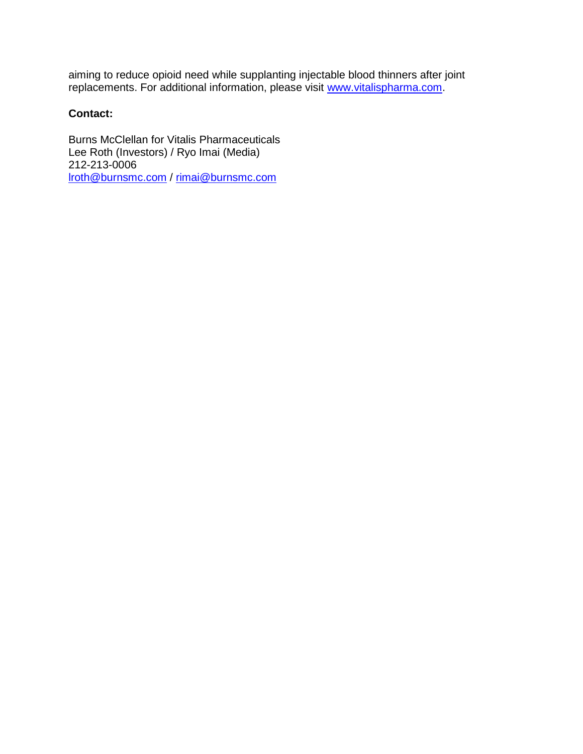aiming to reduce opioid need while supplanting injectable blood thinners after joint replacements. For additional information, please visit www.vitalispharma.com.

**Contact:**

Burns McClellan for Vitalis Pharmaceuticals
Lee Roth (Investors) / Ryo Imai (Media)
212-213-0006
lroth@burnsmc.com / rimai@burnsmc.com